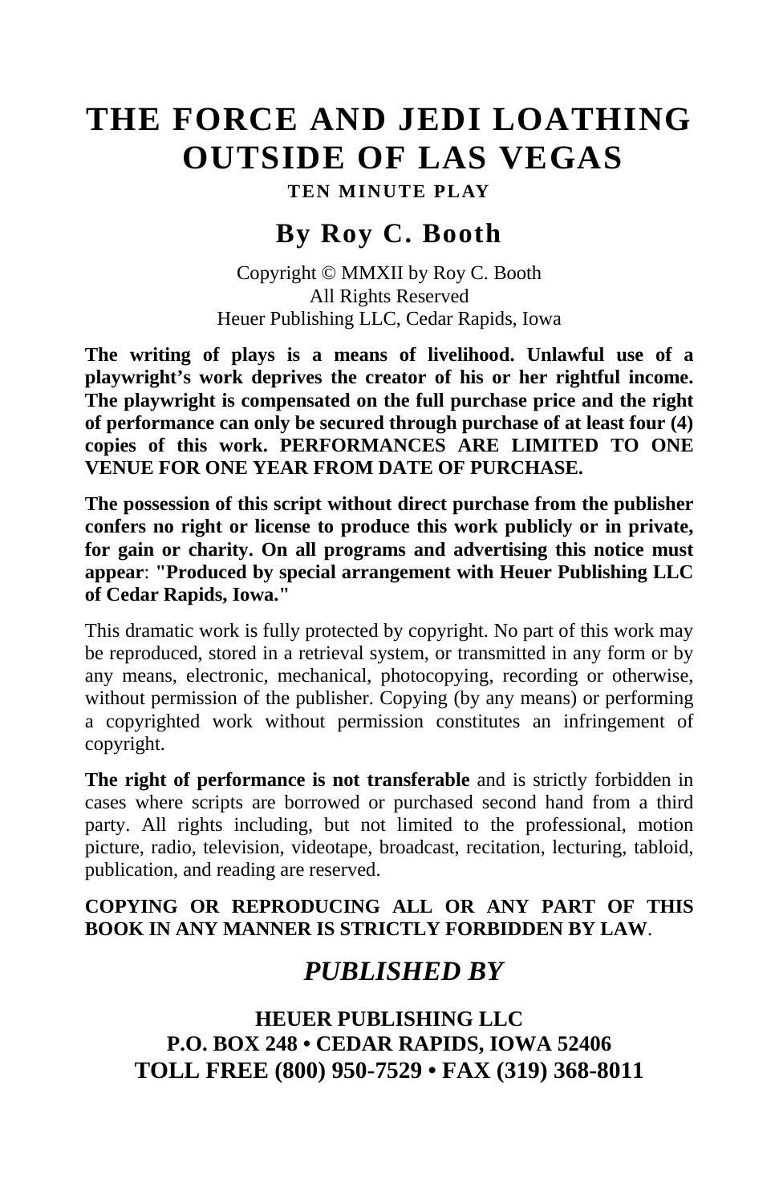# THE FORCE AND JEDI LOATHING OUTSIDE OF LAS VEGAS

**TEN MINUTE PLAY**

## By Roy C. Booth

Copyright © MMXII by Roy C. Booth
All Rights Reserved
Heuer Publishing LLC, Cedar Rapids, Iowa

**The writing of plays is a means of livelihood. Unlawful use of a playwright's work deprives the creator of his or her rightful income. The playwright is compensated on the full purchase price and the right of performance can only be secured through purchase of at least four (4) copies of this work. PERFORMANCES ARE LIMITED TO ONE VENUE FOR ONE YEAR FROM DATE OF PURCHASE.**

**The possession of this script without direct purchase from the publisher confers no right or license to produce this work publicly or in private, for gain or charity. On all programs and advertising this notice must appear**: **"Produced by special arrangement with Heuer Publishing LLC of Cedar Rapids, Iowa."**

This dramatic work is fully protected by copyright. No part of this work may be reproduced, stored in a retrieval system, or transmitted in any form or by any means, electronic, mechanical, photocopying, recording or otherwise, without permission of the publisher. Copying (by any means) or performing a copyrighted work without permission constitutes an infringement of copyright.

**The right of performance is not transferable** and is strictly forbidden in cases where scripts are borrowed or purchased second hand from a third party. All rights including, but not limited to the professional, motion picture, radio, television, videotape, broadcast, recitation, lecturing, tabloid, publication, and reading are reserved.

**COPYING OR REPRODUCING ALL OR ANY PART OF THIS BOOK IN ANY MANNER IS STRICTLY FORBIDDEN BY LAW**.

## *PUBLISHED BY*

**HEUER PUBLISHING LLC**
**P.O. BOX 248 • CEDAR RAPIDS, IOWA 52406**
**TOLL FREE (800) 950-7529 • FAX (319) 368-8011**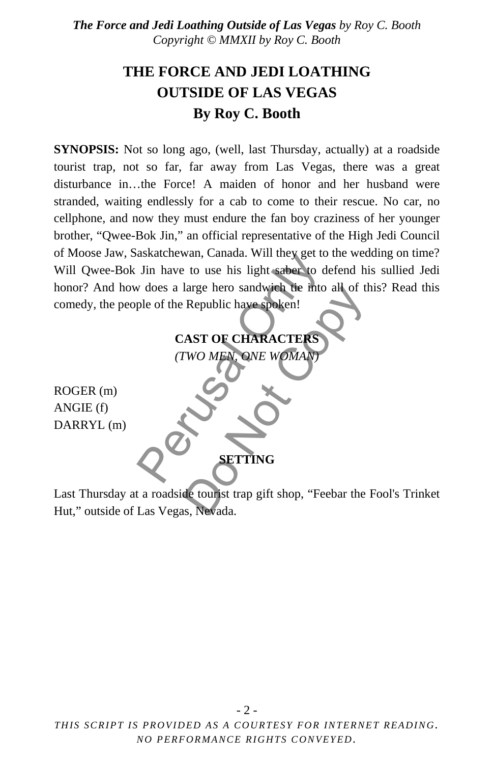# THE FORCE AND JEDI LOATHING OUTSIDE OF LAS VEGAS
## By Roy C. Booth

**SYNOPSIS:** Not so long ago, (well, last Thursday, actually) at a roadside tourist trap, not so far, far away from Las Vegas, there was a great disturbance in…the Force! A maiden of honor and her husband were stranded, waiting endlessly for a cab to come to their rescue. No car, no cellphone, and now they must endure the fan boy craziness of her younger brother, "Qwee-Bok Jin," an official representative of the High Jedi Council of Moose Jaw, Saskatchewan, Canada. Will they get to the wedding on time? Will Qwee-Bok Jin have to use his light saber to defend his sullied Jedi honor? And how does a large hero sandwich tie into all of this? Read this comedy, the people of the Republic have spoken!

**CAST OF CHARACTERS**
*(TWO MEN, ONE WOMAN)*

ROGER (m)
ANGIE (f)
DARRYL (m)

**SETTING**

Last Thursday at a roadside tourist trap gift shop, "Feebar the Fool's Trinket Hut," outside of Las Vegas, Nevada.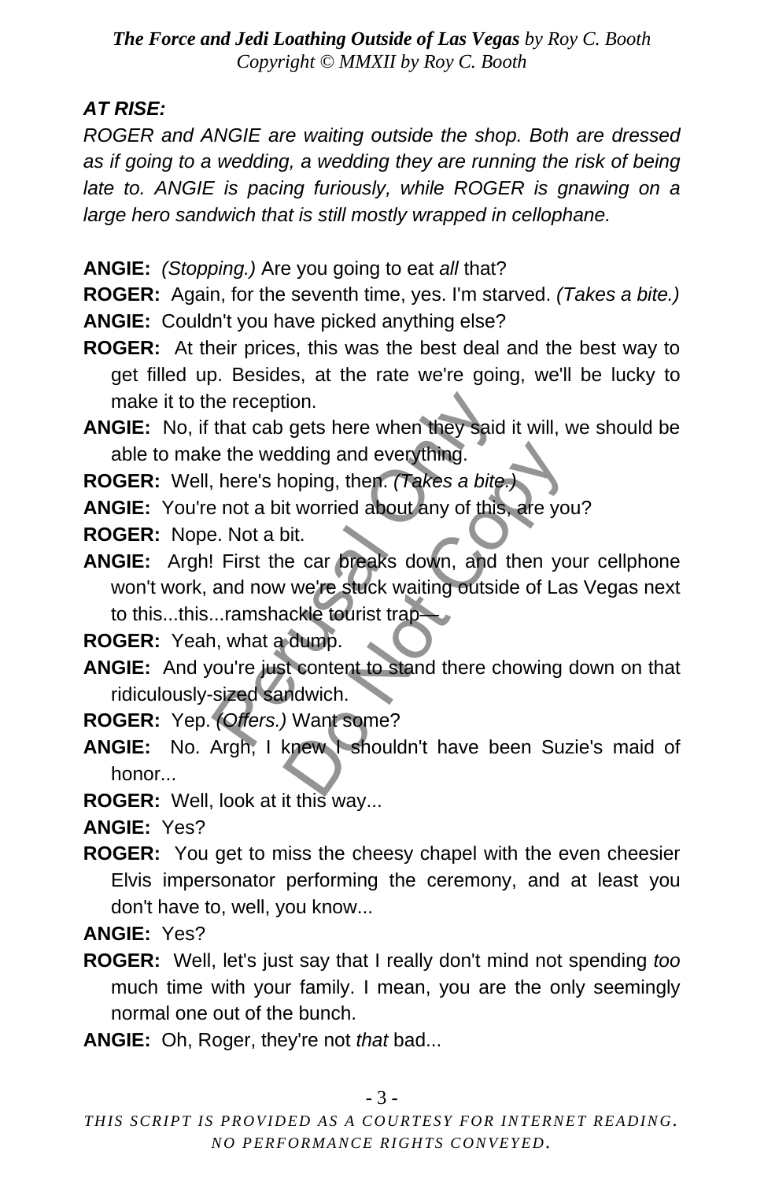***AT RISE:***

*ROGER and ANGIE are waiting outside the shop. Both are dressed as if going to a wedding, a wedding they are running the risk of being late to. ANGIE is pacing furiously, while ROGER is gnawing on a large hero sandwich that is still mostly wrapped in cellophane.*

**ANGIE:** *(Stopping.)* Are you going to eat *all* that?

**ROGER:** Again, for the seventh time, yes. I'm starved. *(Takes a bite.)*

**ANGIE:** Couldn't you have picked anything else?

**ROGER:** At their prices, this was the best deal and the best way to get filled up. Besides, at the rate we're going, we'll be lucky to make it to the reception.

**ANGIE:** No, if that cab gets here when they said it will, we should be able to make the wedding and everything.

**ROGER:** Well, here's hoping, then. *(Takes a bite.)*

**ANGIE:** You're not a bit worried about any of this, are you?

**ROGER:** Nope. Not a bit.

**ANGIE:** Argh! First the car breaks down, and then your cellphone won't work, and now we're stuck waiting outside of Las Vegas next to this...this...ramshackle tourist trap—

**ROGER:** Yeah, what a dump.

**ANGIE:** And you're just content to stand there chowing down on that ridiculously-sized sandwich.

**ROGER:** Yep. *(Offers.)* Want some?

**ANGIE:** No. Argh, I knew I shouldn't have been Suzie's maid of honor...

**ROGER:** Well, look at it this way...

**ANGIE:** Yes?

**ROGER:** You get to miss the cheesy chapel with the even cheesier Elvis impersonator performing the ceremony, and at least you don't have to, well, you know...

**ANGIE:** Yes?

**ROGER:** Well, let's just say that I really don't mind not spending *too* much time with your family. I mean, you are the only seemingly normal one out of the bunch.

**ANGIE:** Oh, Roger, they're not *that* bad...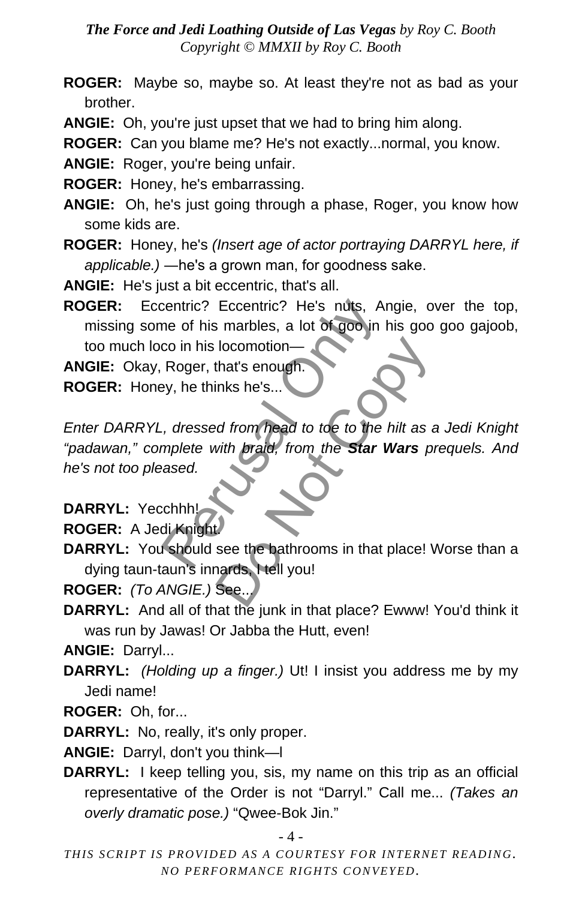**ROGER:** Maybe so, maybe so. At least they're not as bad as your brother.

**ANGIE:** Oh, you're just upset that we had to bring him along.

**ROGER:** Can you blame me? He's not exactly...normal, you know.

**ANGIE:** Roger, you're being unfair.

**ROGER:** Honey, he's embarrassing.

**ANGIE:** Oh, he's just going through a phase, Roger, you know how some kids are.

**ROGER:** Honey, he's *(Insert age of actor portraying DARRYL here, if applicable.)* —he's a grown man, for goodness sake.

**ANGIE:** He's just a bit eccentric, that's all.

**ROGER:** Eccentric? Eccentric? He's nuts, Angie, over the top, missing some of his marbles, a lot of goo in his goo goo gajoob, too much loco in his locomotion—

**ANGIE:** Okay, Roger, that's enough.

**ROGER:** Honey, he thinks he's...

*Enter DARRYL, dressed from head to toe to the hilt as a Jedi Knight "padawan," complete with braid, from the* ***Star Wars*** *prequels. And he's not too pleased.*

**DARRYL:** Yecchhh!

**ROGER:** A Jedi Knight.

**DARRYL:** You should see the bathrooms in that place! Worse than a dying taun-taun's innards, I tell you!

**ROGER:** *(To ANGIE.)* See...

**DARRYL:** And all of that the junk in that place? Ewww! You'd think it was run by Jawas! Or Jabba the Hutt, even!

**ANGIE:** Darryl...

**DARRYL:** *(Holding up a finger.)* Ut! I insist you address me by my Jedi name!

**ROGER:** Oh, for...

**DARRYL:** No, really, it's only proper.

**ANGIE:** Darryl, don't you think—I

**DARRYL:** I keep telling you, sis, my name on this trip as an official representative of the Order is not "Darryl." Call me... *(Takes an overly dramatic pose.)* "Qwee-Bok Jin."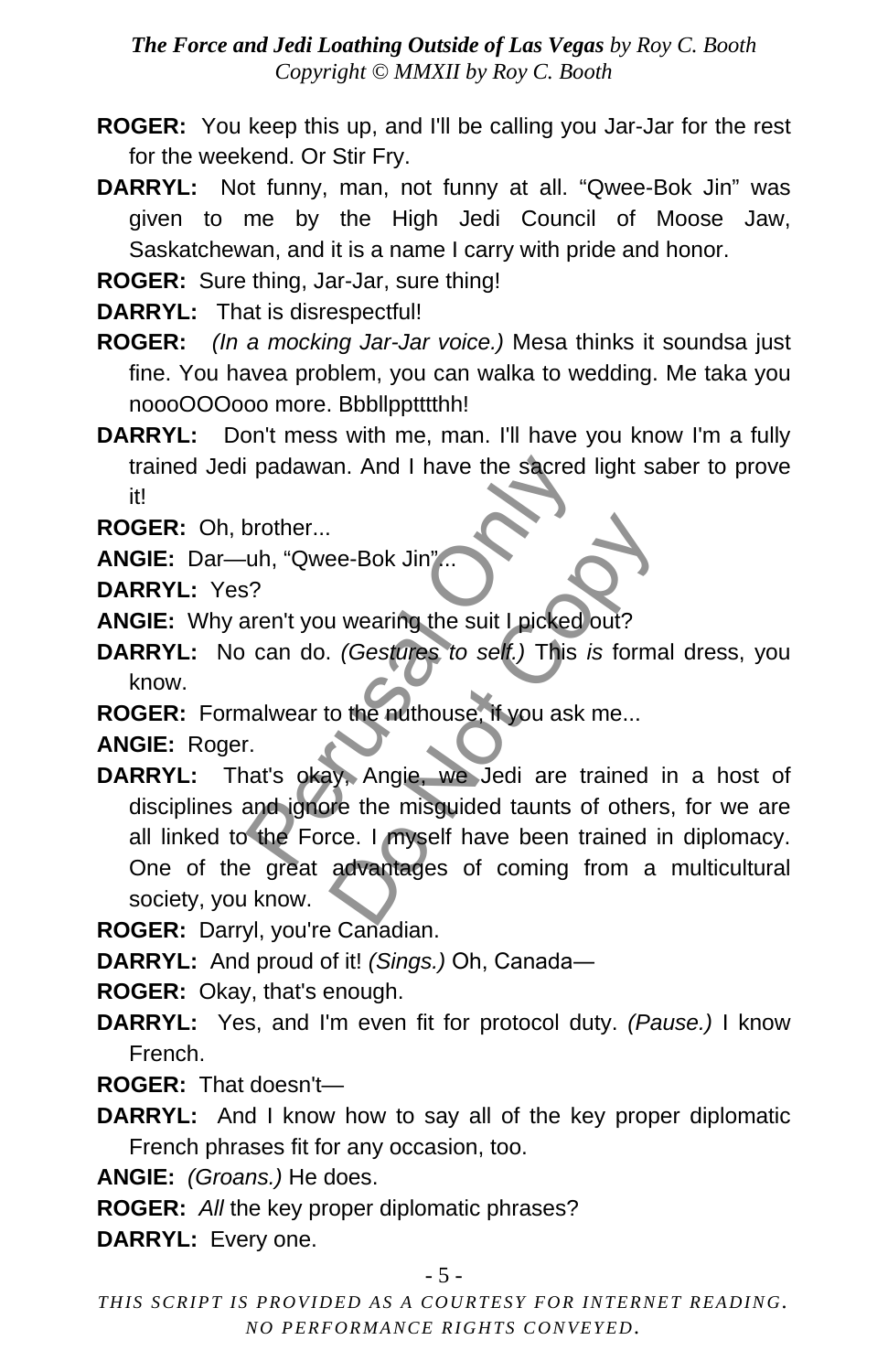**ROGER:** You keep this up, and I'll be calling you Jar-Jar for the rest for the weekend. Or Stir Fry.

**DARRYL:** Not funny, man, not funny at all. "Qwee-Bok Jin" was given to me by the High Jedi Council of Moose Jaw, Saskatchewan, and it is a name I carry with pride and honor.

**ROGER:** Sure thing, Jar-Jar, sure thing!

**DARRYL:** That is disrespectful!

**ROGER:** *(In a mocking Jar-Jar voice.)* Mesa thinks it soundsa just fine. You havea problem, you can walka to wedding. Me taka you noooOOOooo more. Bbbllppttthh!

**DARRYL:** Don't mess with me, man. I'll have you know I'm a fully trained Jedi padawan. And I have the sacred light saber to prove it!

**ROGER:** Oh, brother...

**ANGIE:** Dar—uh, "Qwee-Bok Jin"...

**DARRYL:** Yes?

**ANGIE:** Why aren't you wearing the suit I picked out?

**DARRYL:** No can do. *(Gestures to self.)* This *is* formal dress, you know.

**ROGER:** Formalwear to the nuthouse, if you ask me...

**ANGIE:** Roger.

**DARRYL:** That's okay, Angie, we Jedi are trained in a host of disciplines and ignore the misguided taunts of others, for we are all linked to the Force. I myself have been trained in diplomacy. One of the great advantages of coming from a multicultural society, you know.

**ROGER:** Darryl, you're Canadian.

**DARRYL:** And proud of it! *(Sings.)* Oh, Canada—

**ROGER:** Okay, that's enough.

**DARRYL:** Yes, and I'm even fit for protocol duty. *(Pause.)* I know French.

**ROGER:** That doesn't—

**DARRYL:** And I know how to say all of the key proper diplomatic French phrases fit for any occasion, too.

**ANGIE:** *(Groans.)* He does.

**ROGER:** *All* the key proper diplomatic phrases?

**DARRYL:** Every one.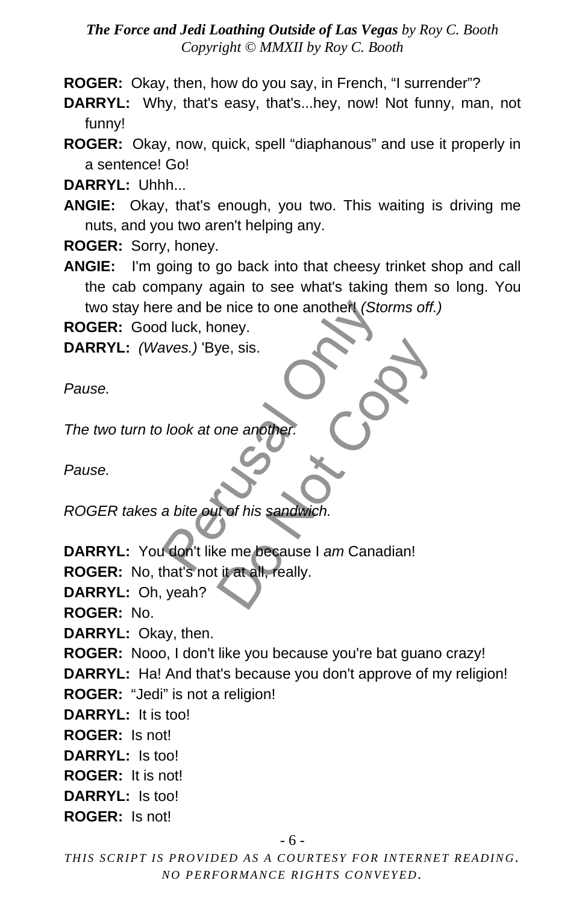**ROGER:** Okay, then, how do you say, in French, "I surrender"?

**DARRYL:** Why, that's easy, that's...hey, now! Not funny, man, not funny!

**ROGER:** Okay, now, quick, spell "diaphanous" and use it properly in a sentence! Go!

**DARRYL:** Uhhh...

**ANGIE:** Okay, that's enough, you two. This waiting is driving me nuts, and you two aren't helping any.

**ROGER:** Sorry, honey.

**ANGIE:** I'm going to go back into that cheesy trinket shop and call the cab company again to see what's taking them so long. You two stay here and be nice to one another! *(Storms off.)*

**ROGER:** Good luck, honey.

**DARRYL:** *(Waves.)* 'Bye, sis.

*Pause.*

*The two turn to look at one another.*

*Pause.*

*ROGER takes a bite out of his sandwich.*

**DARRYL:** You don't like me because I *am* Canadian!

**ROGER:** No, that's not it at all, really.

**DARRYL:** Oh, yeah?

**ROGER:** No.

**DARRYL:** Okay, then.

**ROGER:** Nooo, I don't like you because you're bat guano crazy!

**DARRYL:** Ha! And that's because you don't approve of my religion!

**ROGER:** "Jedi" is not a religion!

**DARRYL:** It is too!

**ROGER:** Is not!

**DARRYL:** Is too!

**ROGER:** It is not!

**DARRYL:** Is too!

**ROGER:** Is not!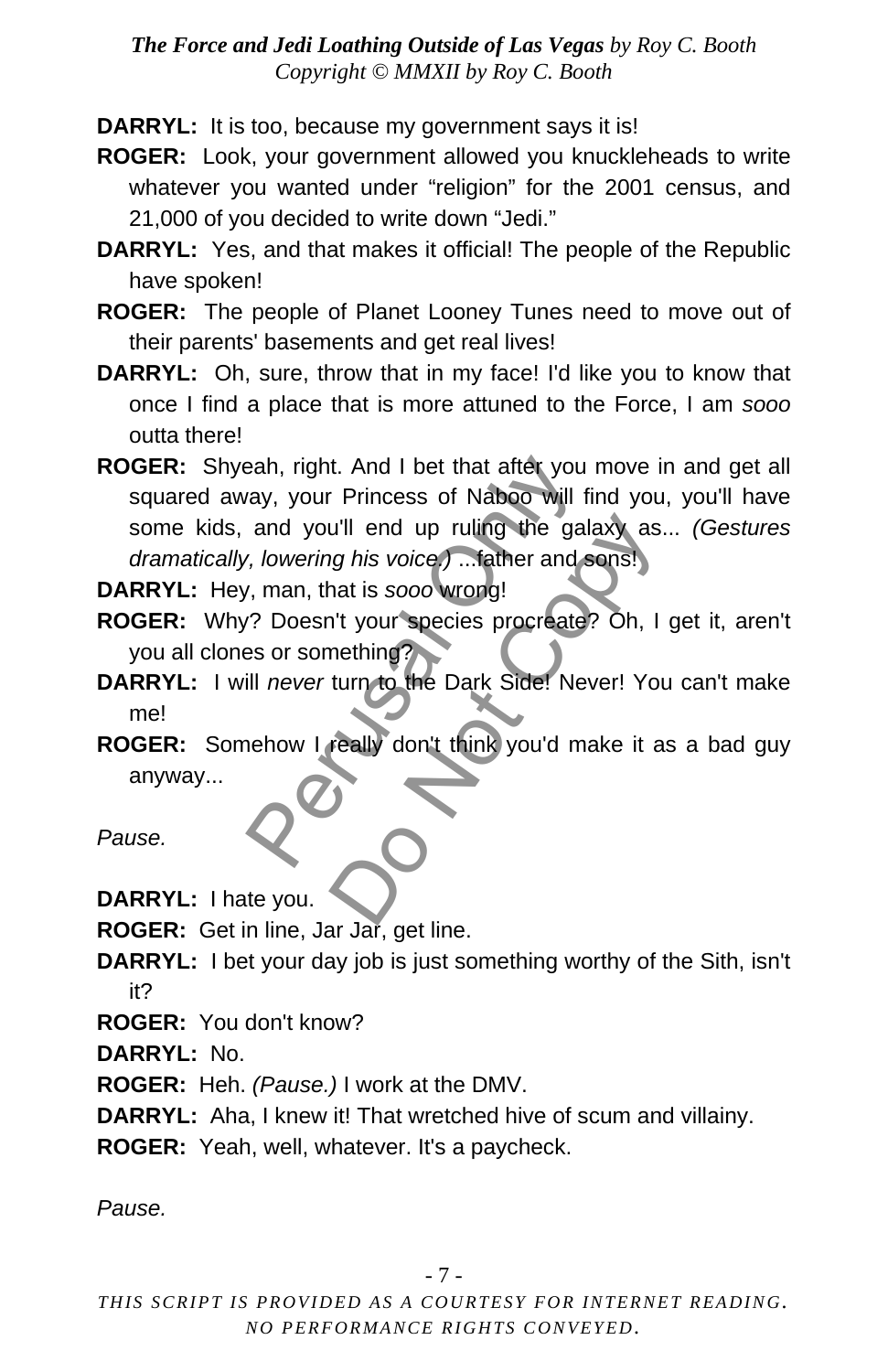**DARRYL:** It is too, because my government says it is!

**ROGER:** Look, your government allowed you knuckleheads to write whatever you wanted under "religion" for the 2001 census, and 21,000 of you decided to write down "Jedi."

**DARRYL:** Yes, and that makes it official! The people of the Republic have spoken!

**ROGER:** The people of Planet Looney Tunes need to move out of their parents' basements and get real lives!

**DARRYL:** Oh, sure, throw that in my face! I'd like you to know that once I find a place that is more attuned to the Force, I am *sooo* outta there!

**ROGER:** Shyeah, right. And I bet that after you move in and get all squared away, your Princess of Naboo will find you, you'll have some kids, and you'll end up ruling the galaxy as... *(Gestures dramatically, lowering his voice.)* ...father and sons!

**DARRYL:** Hey, man, that is *sooo* wrong!

**ROGER:** Why? Doesn't your species procreate? Oh, I get it, aren't you all clones or something?

**DARRYL:** I will *never* turn to the Dark Side! Never! You can't make me!

**ROGER:** Somehow I really don't think you'd make it as a bad guy anyway...

*Pause.*

**DARRYL:** I hate you.

**ROGER:** Get in line, Jar Jar, get line.

**DARRYL:** I bet your day job is just something worthy of the Sith, isn't it?

**ROGER:** You don't know?

**DARRYL:** No.

**ROGER:** Heh. *(Pause.)* I work at the DMV.

**DARRYL:** Aha, I knew it! That wretched hive of scum and villainy.

**ROGER:** Yeah, well, whatever. It's a paycheck.

*Pause.*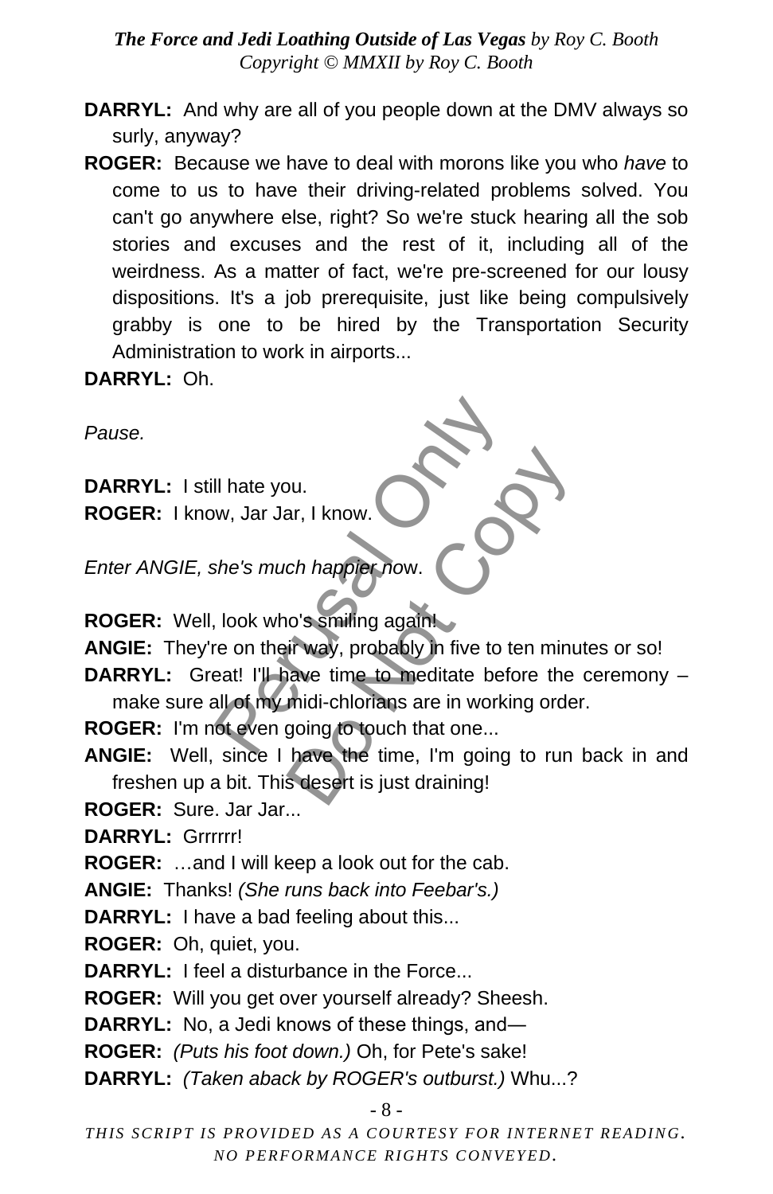**DARRYL:** And why are all of you people down at the DMV always so surly, anyway?

**ROGER:** Because we have to deal with morons like you who *have* to come to us to have their driving-related problems solved. You can't go anywhere else, right? So we're stuck hearing all the sob stories and excuses and the rest of it, including all of the weirdness. As a matter of fact, we're pre-screened for our lousy dispositions. It's a job prerequisite, just like being compulsively grabby is one to be hired by the Transportation Security Administration to work in airports...

**DARRYL:** Oh.

*Pause.*

**DARRYL:** I still hate you.

**ROGER:** I know, Jar Jar, I know.

*Enter ANGIE, she's much happier now.*

**ROGER:** Well, look who's smiling again!

**ANGIE:** They're on their way, probably in five to ten minutes or so!

**DARRYL:** Great! I'll have time to meditate before the ceremony – make sure all of my midi-chlorians are in working order.

**ROGER:** I'm not even going to touch that one...

**ANGIE:** Well, since I have the time, I'm going to run back in and freshen up a bit. This desert is just draining!

**ROGER:** Sure. Jar Jar...

**DARRYL:** Grrrrrr!

**ROGER:** …and I will keep a look out for the cab.

**ANGIE:** Thanks! *(She runs back into Feebar's.)*

**DARRYL:** I have a bad feeling about this...

**ROGER:** Oh, quiet, you.

**DARRYL:** I feel a disturbance in the Force...

**ROGER:** Will you get over yourself already? Sheesh.

**DARRYL:** No, a Jedi knows of these things, and—

**ROGER:** *(Puts his foot down.)* Oh, for Pete's sake!

**DARRYL:** *(Taken aback by ROGER's outburst.)* Whu...?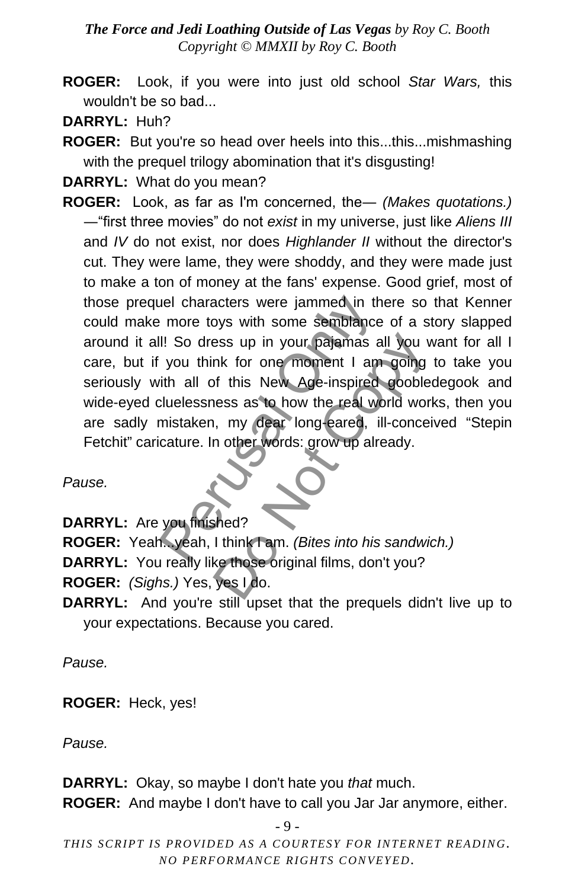**ROGER:** Look, if you were into just old school *Star Wars,* this wouldn't be so bad...

**DARRYL:** Huh?

**ROGER:** But you're so head over heels into this...this...mishmashing with the prequel trilogy abomination that it's disgusting!

**DARRYL:** What do you mean?

**ROGER:** Look, as far as I'm concerned, the— *(Makes quotations.)* —"first three movies" do not *exist* in my universe, just like *Aliens III* and *IV* do not exist, nor does *Highlander II* without the director's cut. They were lame, they were shoddy, and they were made just to make a ton of money at the fans' expense. Good grief, most of those prequel characters were jammed in there so that Kenner could make more toys with some semblance of a story slapped around it all! So dress up in your pajamas all you want for all I care, but if you think for one moment I am going to take you seriously with all of this New Age-inspired gobbledegook and wide-eyed cluelessness as to how the real world works, then you are sadly mistaken, my dear long-eared, ill-conceived "Stepin Fetchit" caricature. In other words: grow up already.

*Pause.*

**DARRYL:** Are you finished?

**ROGER:** Yeah...yeah, I think I am. *(Bites into his sandwich.)*

**DARRYL:** You really like those original films, don't you?

**ROGER:** *(Sighs.)* Yes, yes I do.

**DARRYL:** And you're still upset that the prequels didn't live up to your expectations. Because you cared.

*Pause.*

**ROGER:** Heck, yes!

*Pause.*

**DARRYL:** Okay, so maybe I don't hate you *that* much.

**ROGER:** And maybe I don't have to call you Jar Jar anymore, either.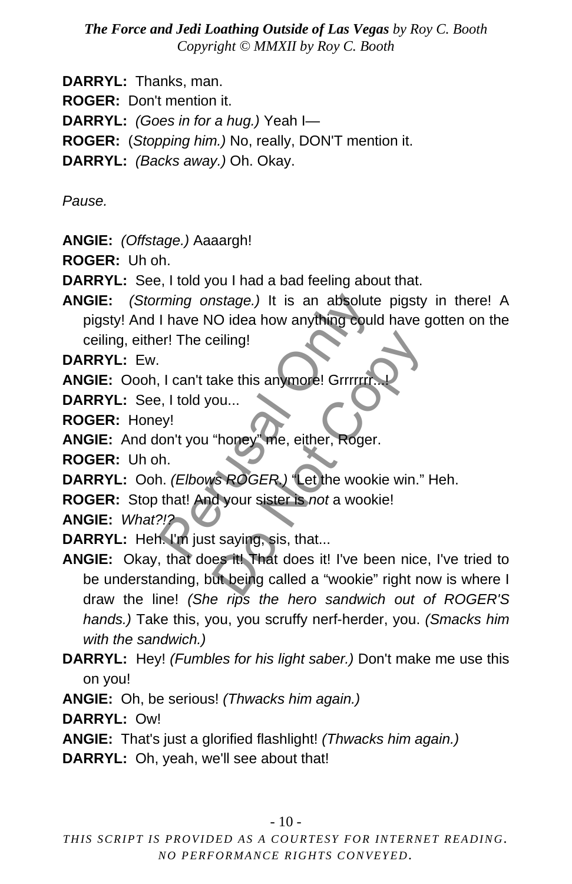**DARRYL:** Thanks, man.

**ROGER:** Don't mention it.

**DARRYL:** *(Goes in for a hug.)* Yeah I—

**ROGER:** (*Stopping him.)* No, really, DON'T mention it.

**DARRYL:** *(Backs away.)* Oh. Okay.

*Pause.*

**ANGIE:** *(Offstage.)* Aaaargh!

**ROGER:** Uh oh.

**DARRYL:** See, I told you I had a bad feeling about that.

**ANGIE:** *(Storming onstage.)* It is an absolute pigsty in there! A pigsty! And I have NO idea how anything could have gotten on the ceiling, either! The ceiling!

**DARRYL:** Ew.

**ANGIE:** Oooh, I can't take this anymore! Grrrrrrr...!

**DARRYL:** See, I told you...

**ROGER:** Honey!

**ANGIE:** And don't you "honey" me, either, Roger.

**ROGER:** Uh oh.

**DARRYL:** Ooh. *(Elbows ROGER.)* "Let the wookie win." Heh.

**ROGER:** Stop that! And your sister is *not* a wookie!

**ANGIE:** *What?!?*

**DARRYL:** Heh. I'm just saying, sis, that...

**ANGIE:** Okay, that does it! That does it! I've been nice, I've tried to be understanding, but being called a "wookie" right now is where I draw the line! *(She rips the hero sandwich out of ROGER'S hands.)* Take this, you, you scruffy nerf-herder, you. *(Smacks him with the sandwich.)*

**DARRYL:** Hey! *(Fumbles for his light saber.)* Don't make me use this on you!

**ANGIE:** Oh, be serious! *(Thwacks him again.)*

**DARRYL:** Ow!

**ANGIE:** That's just a glorified flashlight! *(Thwacks him again.)*

**DARRYL:** Oh, yeah, we'll see about that!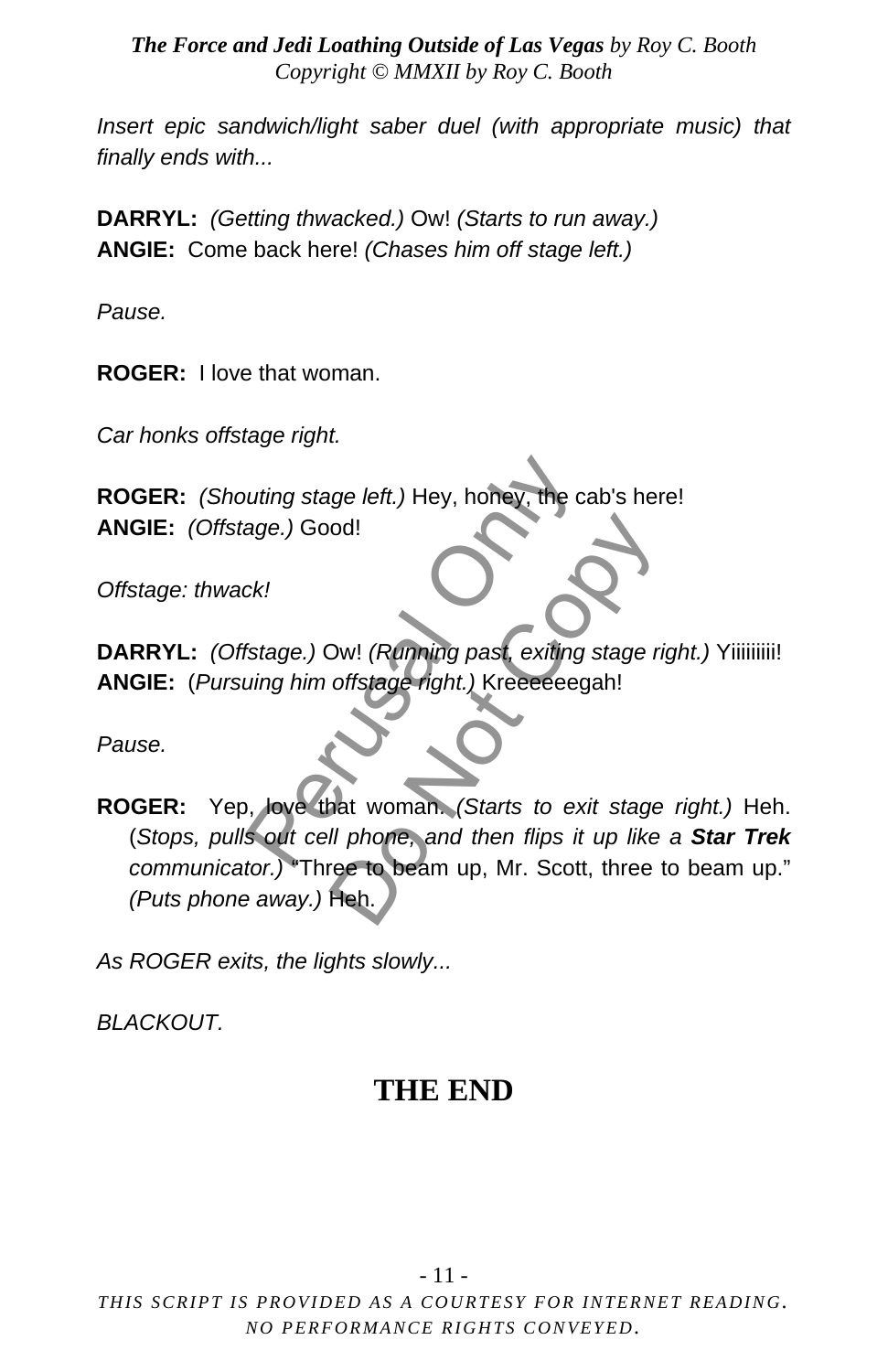*Insert epic sandwich/light saber duel (with appropriate music) that finally ends with...*

**DARRYL:** *(Getting thwacked.)* Ow! *(Starts to run away.)*
**ANGIE:** Come back here! *(Chases him off stage left.)*

*Pause.*

**ROGER:** I love that woman.

*Car honks offstage right.*

**ROGER:** *(Shouting stage left.)* Hey, honey, the cab's here!
**ANGIE:** *(Offstage.)* Good!

*Offstage: thwack!*

**DARRYL:** *(Offstage.)* Ow! *(Running past, exiting stage right.)* Yiiiiiiii!
**ANGIE:** (*Pursuing him offstage right.)* Kreeeeeegah!

*Pause.*

**ROGER:** Yep, love that woman. *(Starts to exit stage right.)* Heh. (*Stops, pulls out cell phone, and then flips it up like a* ***Star Trek*** *communicator.)* "Three to beam up, Mr. Scott, three to beam up." *(Puts phone away.)* Heh.

*As ROGER exits, the lights slowly...*

*BLACKOUT.*

# THE END

*THIS SCRIPT IS PROVIDED AS A COURTESY FOR INTERNET READING. NO PERFORMANCE RIGHTS CONVEYED.*